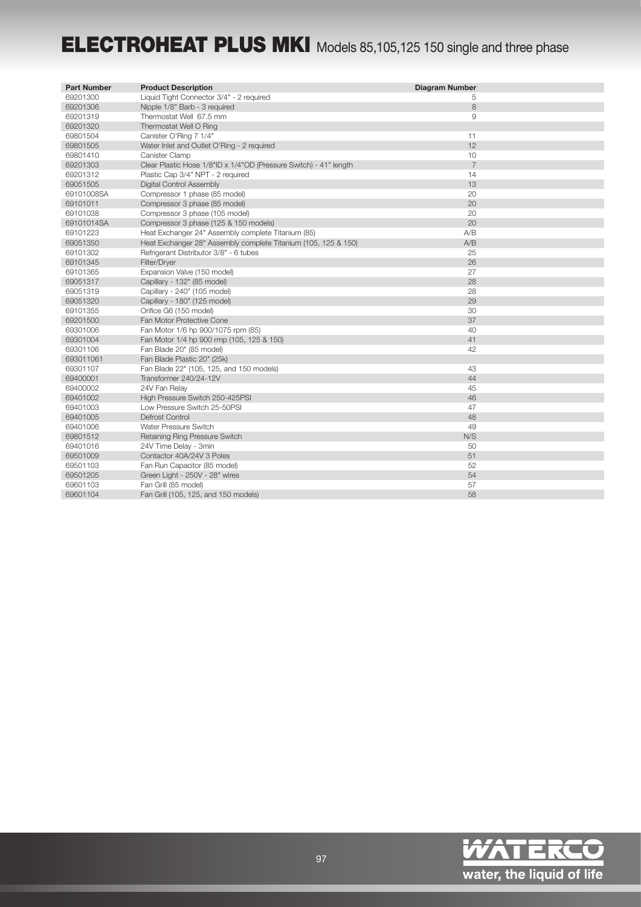# ELECTROHEAT PLUS MKI Models 85,105,125 150 single and three phase

| Part Number | Product Description | Diagram Number |
|---|---|---|
| 69201300 | Liquid Tight Connector 3/4" - 2 required | 5 |
| 69201306 | Nipple 1/8" Barb - 3 required | 8 |
| 69201319 | Thermostat Well 67.5 mm | 9 |
| 69201320 | Thermostat Well O Ring | |
| 69801504 | Canister O'Ring 7 1/4" | 11 |
| 69801505 | Water Inlet and Outlet O'Ring - 2 required | 12 |
| 69801410 | Canister Clamp | 10 |
| 69201303 | Clear Plastic Hose 1/8"ID x 1/4"OD (Pressure Switch) - 41" length | 7 |
| 69201312 | Plastic Cap 3/4" NPT - 2 required | 14 |
| 69051505 | Digital Control Assembly | 13 |
| 69101008SA | Compressor 1 phase (85 model) | 20 |
| 69101011 | Compressor 3 phase (85 model) | 20 |
| 69101038 | Compressor 3 phase (105 model) | 20 |
| 69101014SA | Compressor 3 phase (125 & 150 models) | 20 |
| 69101223 | Heat Exchanger 24" Assembly complete Titanium (85) | A/B |
| 69051350 | Heat Exchanger 28" Assembly complete Titanium (105, 125 & 150) | A/B |
| 69101302 | Refrigerant Distributor 3/8" - 6 tubes | 25 |
| 69101345 | Filter/Dryer | 26 |
| 69101365 | Expansion Valve (150 model) | 27 |
| 69051317 | Capillary - 132" (85 model) | 28 |
| 69051319 | Capillary - 240" (105 model) | 28 |
| 69051320 | Capillary - 180" (125 model) | 29 |
| 69101355 | Orifice G6 (150 model) | 30 |
| 69201500 | Fan Motor Protective Cone | 37 |
| 69301006 | Fan Motor 1/6 hp 900/1075 rpm (85) | 40 |
| 69301004 | Fan Motor 1/4 hp 900 rmp (105, 125 & 150) | 41 |
| 69301106 | Fan Blade 20" (85 model) | 42 |
| 693011061 | Fan Blade Plastic 20" (25k) | |
| 69301107 | Fan Blade 22" (105, 125, and 150 models) | 43 |
| 69400001 | Transformer 240/24-12V | 44 |
| 69400002 | 24V Fan Relay | 45 |
| 69401002 | High Pressure Switch 250-425PSI | 46 |
| 69401003 | Low Pressure Switch 25-50PSI | 47 |
| 69401005 | Defrost Control | 48 |
| 69401006 | Water Pressure Switch | 49 |
| 69801512 | Retaining Ring Pressure Switch | N/S |
| 69401016 | 24V Time Delay - 3min | 50 |
| 69501009 | Contactor 40A/24V 3 Poles | 51 |
| 69501103 | Fan Run Capacitor (85 model) | 52 |
| 69501205 | Green Light - 250V - 28" wires | 54 |
| 69601103 | Fan Grill (85 model) | 57 |
| 69601104 | Fan Grill (105, 125, and 150 models) | 58 |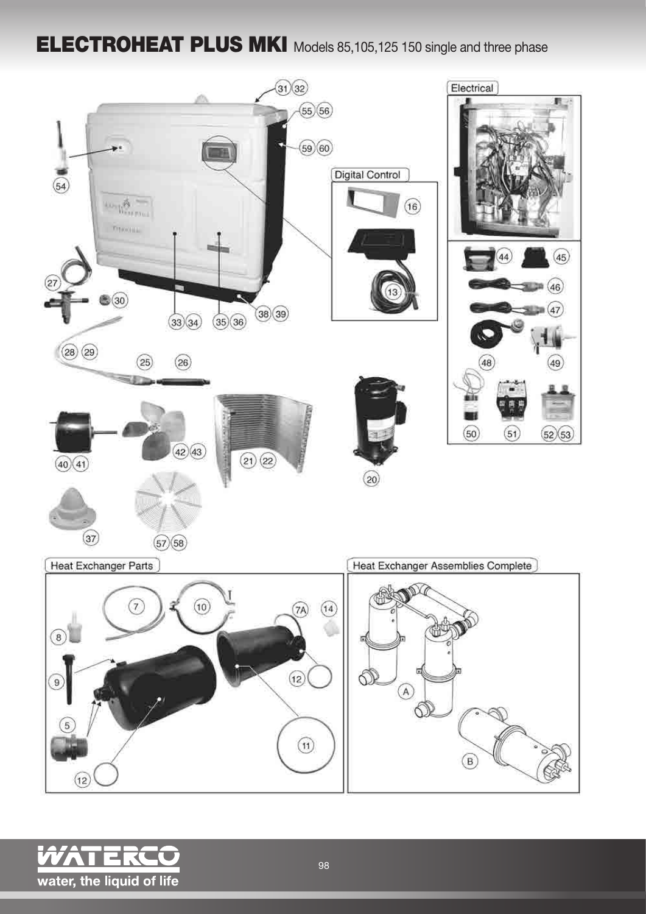# ELECTROHEAT PLUS MKI Models 85,105,125 150 single and three phase

Electrical

Digital Control

Heat Exchanger Parts

Heat Exchanger Assemblies Complete